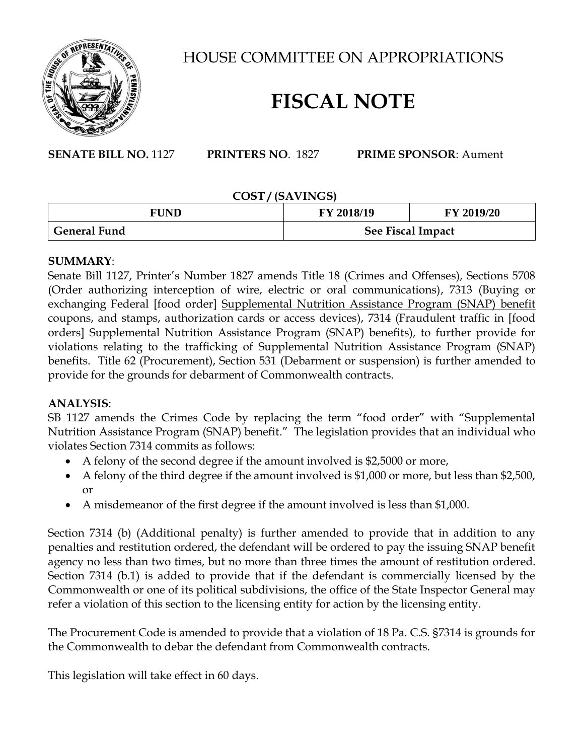# HOUSE COMMITTEE ON APPROPRIATIONS

# FISCAL NOTE

**SENATE BILL NO.** 1127 **PRINTERS NO**. 1827 **PRIME SPONSOR**: Aument

**COST / (SAVINGS)**

| FUND | FY 2018/19 | FY 2019/20 |
|---|---|---|
| **General Fund** | **See Fiscal Impact** | |

**SUMMARY**:

Senate Bill 1127, Printer's Number 1827 amends Title 18 (Crimes and Offenses), Sections 5708 (Order authorizing interception of wire, electric or oral communications), 7313 (Buying or exchanging Federal [food order] Supplemental Nutrition Assistance Program (SNAP) benefit coupons, and stamps, authorization cards or access devices), 7314 (Fraudulent traffic in [food orders] Supplemental Nutrition Assistance Program (SNAP) benefits), to further provide for violations relating to the trafficking of Supplemental Nutrition Assistance Program (SNAP) benefits. Title 62 (Procurement), Section 531 (Debarment or suspension) is further amended to provide for the grounds for debarment of Commonwealth contracts.

**ANALYSIS**:

SB 1127 amends the Crimes Code by replacing the term "food order" with "Supplemental Nutrition Assistance Program (SNAP) benefit." The legislation provides that an individual who violates Section 7314 commits as follows:

- A felony of the second degree if the amount involved is $2,5000 or more,
- A felony of the third degree if the amount involved is $1,000 or more, but less than $2,500, or
- A misdemeanor of the first degree if the amount involved is less than $1,000.

Section 7314 (b) (Additional penalty) is further amended to provide that in addition to any penalties and restitution ordered, the defendant will be ordered to pay the issuing SNAP benefit agency no less than two times, but no more than three times the amount of restitution ordered. Section 7314 (b.1) is added to provide that if the defendant is commercially licensed by the Commonwealth or one of its political subdivisions, the office of the State Inspector General may refer a violation of this section to the licensing entity for action by the licensing entity.

The Procurement Code is amended to provide that a violation of 18 Pa. C.S. §7314 is grounds for the Commonwealth to debar the defendant from Commonwealth contracts.

This legislation will take effect in 60 days.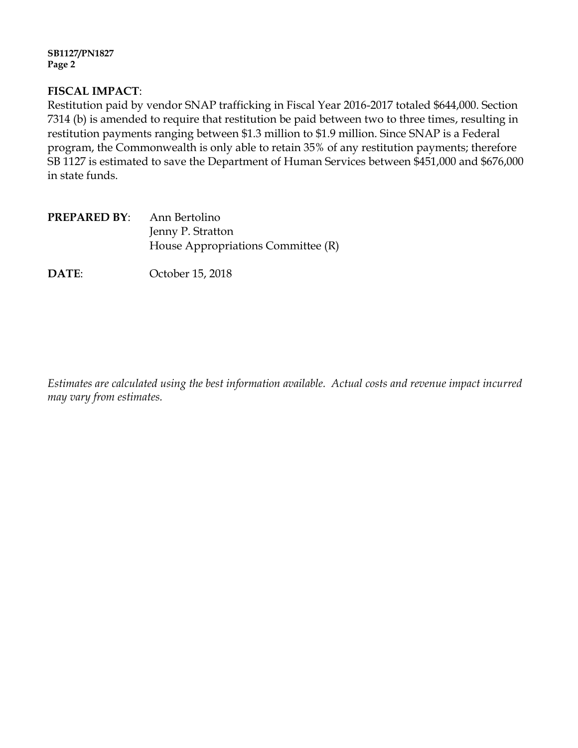**FISCAL IMPACT**:

Restitution paid by vendor SNAP trafficking in Fiscal Year 2016-2017 totaled $644,000. Section 7314 (b) is amended to require that restitution be paid between two to three times, resulting in restitution payments ranging between $1.3 million to $1.9 million. Since SNAP is a Federal program, the Commonwealth is only able to retain 35% of any restitution payments; therefore SB 1127 is estimated to save the Department of Human Services between $451,000 and $676,000 in state funds.

**PREPARED BY**: Ann Bertolino
Jenny P. Stratton
House Appropriations Committee (R)

**DATE**: October 15, 2018

*Estimates are calculated using the best information available. Actual costs and revenue impact incurred may vary from estimates.*